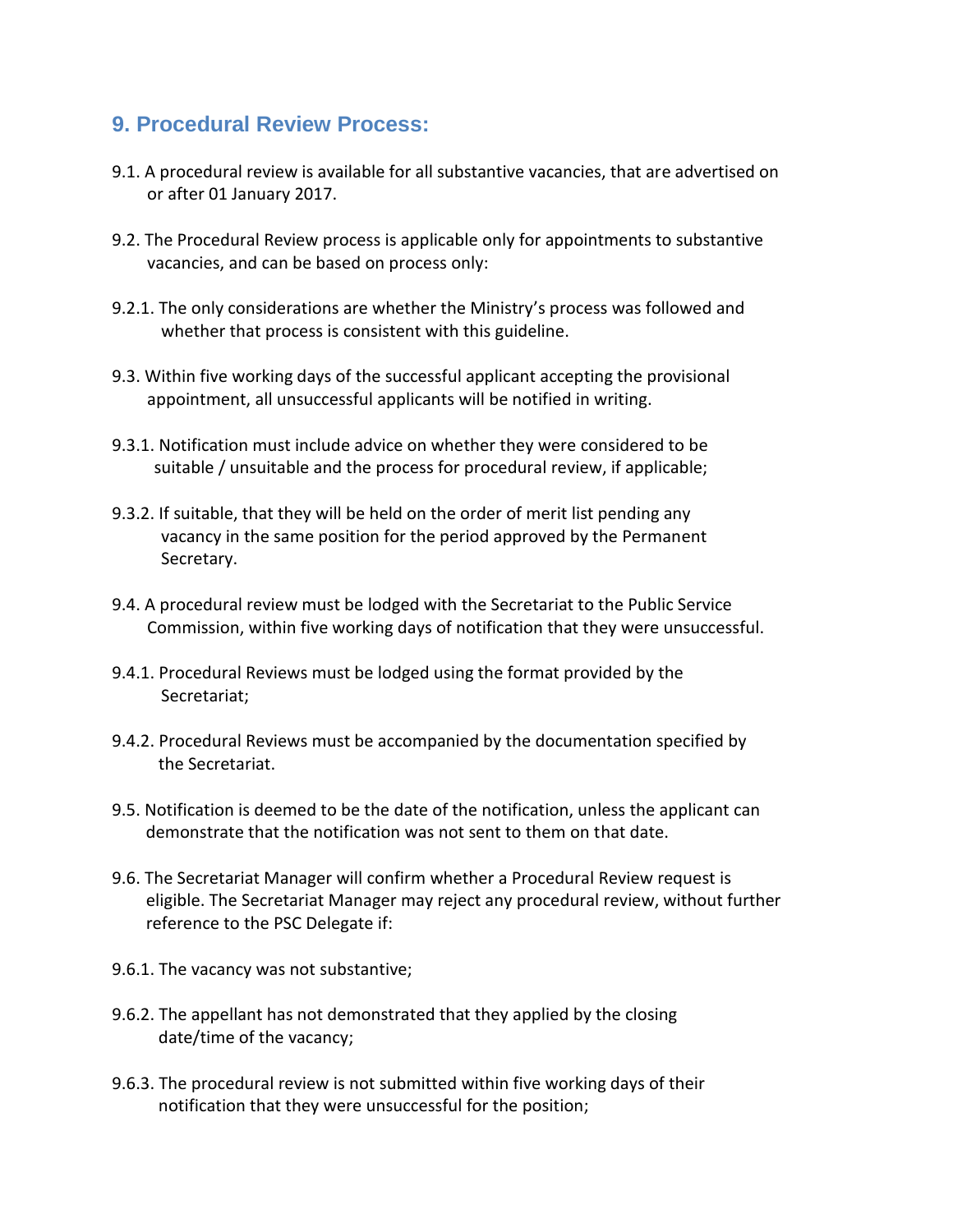## 9. Procedural Review Process:

9.1. A procedural review is available for all substantive vacancies, that are advertised on or after 01 January 2017.

9.2. The Procedural Review process is applicable only for appointments to substantive vacancies, and can be based on process only:

9.2.1. The only considerations are whether the Ministry's process was followed and whether that process is consistent with this guideline.

9.3. Within five working days of the successful applicant accepting the provisional appointment, all unsuccessful applicants will be notified in writing.

9.3.1. Notification must include advice on whether they were considered to be suitable / unsuitable and the process for procedural review, if applicable;

9.3.2. If suitable, that they will be held on the order of merit list pending any vacancy in the same position for the period approved by the Permanent Secretary.

9.4. A procedural review must be lodged with the Secretariat to the Public Service Commission, within five working days of notification that they were unsuccessful.

9.4.1. Procedural Reviews must be lodged using the format provided by the Secretariat;

9.4.2. Procedural Reviews must be accompanied by the documentation specified by the Secretariat.

9.5. Notification is deemed to be the date of the notification, unless the applicant can demonstrate that the notification was not sent to them on that date.

9.6. The Secretariat Manager will confirm whether a Procedural Review request is eligible. The Secretariat Manager may reject any procedural review, without further reference to the PSC Delegate if:

9.6.1. The vacancy was not substantive;

9.6.2. The appellant has not demonstrated that they applied by the closing date/time of the vacancy;

9.6.3. The procedural review is not submitted within five working days of their notification that they were unsuccessful for the position;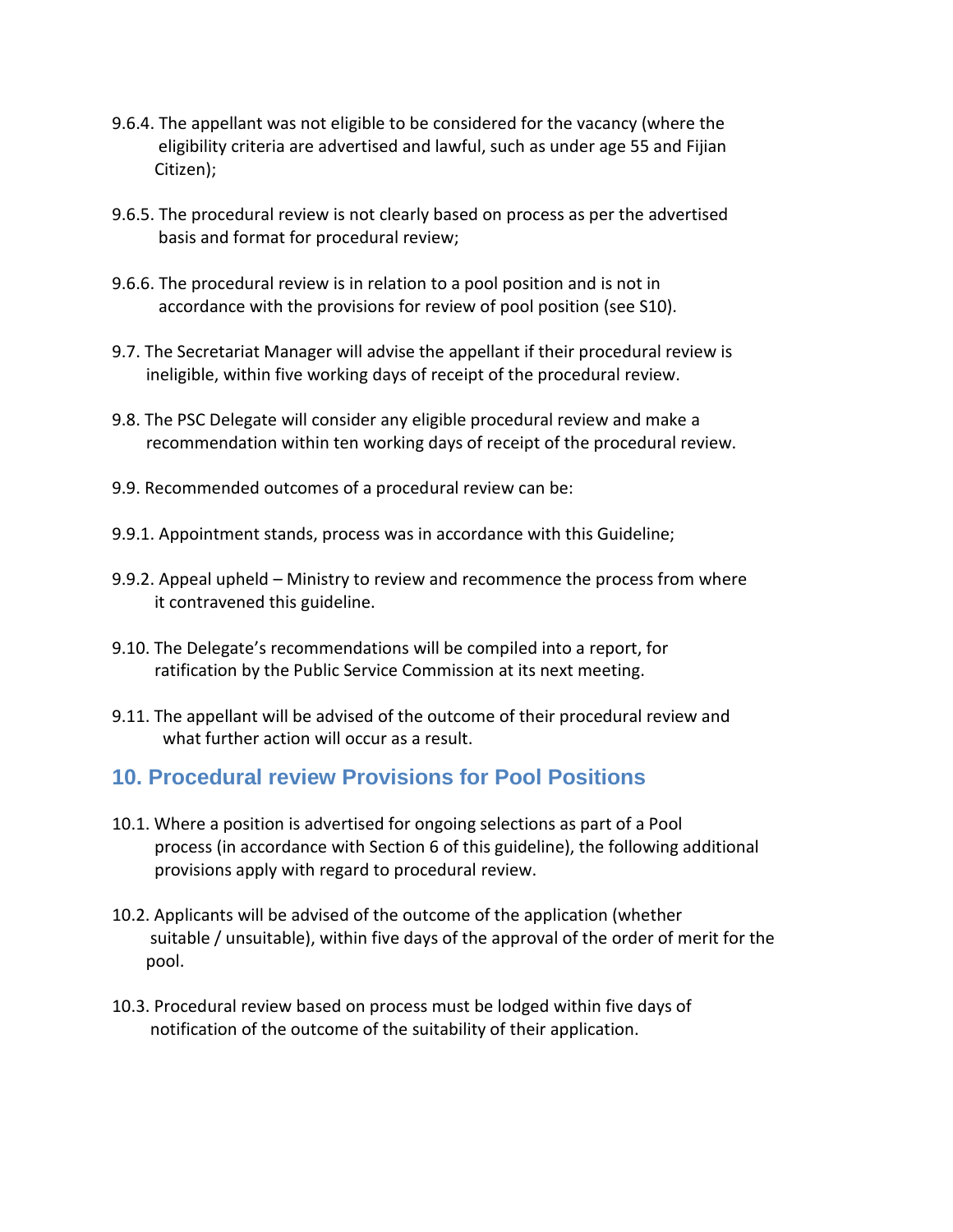9.6.4. The appellant was not eligible to be considered for the vacancy (where the eligibility criteria are advertised and lawful, such as under age 55 and Fijian Citizen);

9.6.5. The procedural review is not clearly based on process as per the advertised basis and format for procedural review;

9.6.6. The procedural review is in relation to a pool position and is not in accordance with the provisions for review of pool position (see S10).

9.7. The Secretariat Manager will advise the appellant if their procedural review is ineligible, within five working days of receipt of the procedural review.

9.8. The PSC Delegate will consider any eligible procedural review and make a recommendation within ten working days of receipt of the procedural review.

9.9. Recommended outcomes of a procedural review can be:

9.9.1. Appointment stands, process was in accordance with this Guideline;

9.9.2. Appeal upheld – Ministry to review and recommence the process from where it contravened this guideline.

9.10. The Delegate's recommendations will be compiled into a report, for ratification by the Public Service Commission at its next meeting.

9.11. The appellant will be advised of the outcome of their procedural review and what further action will occur as a result.

## 10. Procedural review Provisions for Pool Positions

10.1. Where a position is advertised for ongoing selections as part of a Pool process (in accordance with Section 6 of this guideline), the following additional provisions apply with regard to procedural review.

10.2. Applicants will be advised of the outcome of the application (whether suitable / unsuitable), within five days of the approval of the order of merit for the pool.

10.3. Procedural review based on process must be lodged within five days of notification of the outcome of the suitability of their application.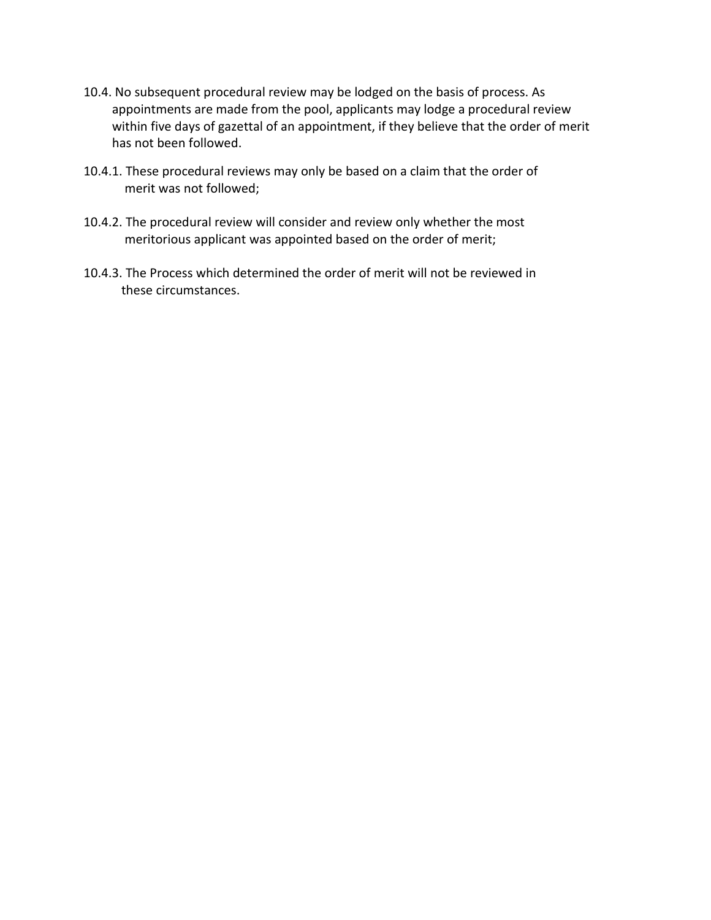10.4. No subsequent procedural review may be lodged on the basis of process. As appointments are made from the pool, applicants may lodge a procedural review within five days of gazettal of an appointment, if they believe that the order of merit has not been followed.

10.4.1. These procedural reviews may only be based on a claim that the order of merit was not followed;

10.4.2. The procedural review will consider and review only whether the most meritorious applicant was appointed based on the order of merit;

10.4.3. The Process which determined the order of merit will not be reviewed in these circumstances.